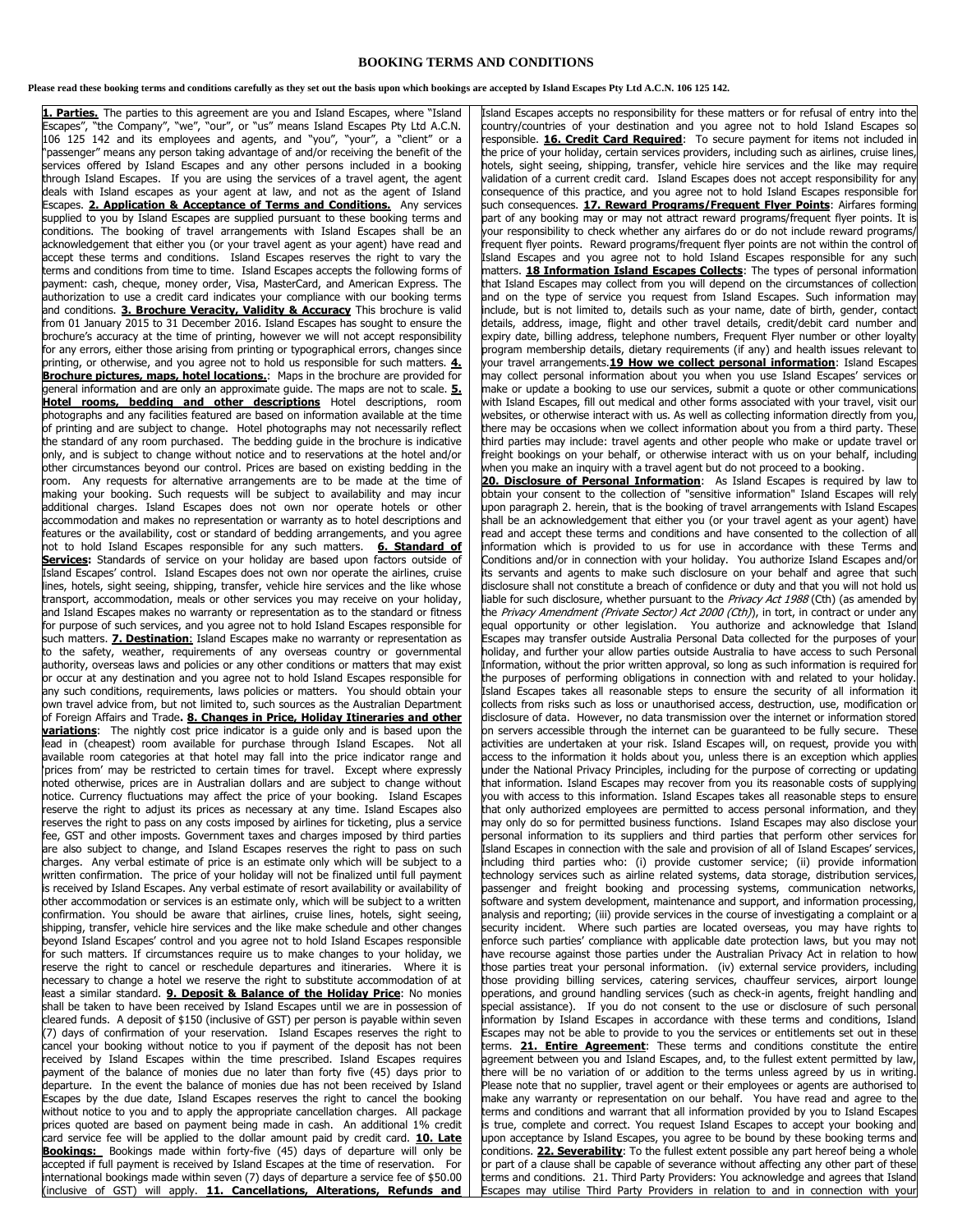# BOOKING TERMS AND CONDITIONS

**Please read these booking terms and conditions carefully as they set out the basis upon which bookings are accepted by Island Escapes Pty Ltd A.C.N. 106 125 142.**

**1. Parties.** The parties to this agreement are you and Island Escapes, where "Island Escapes", "the Company", "we", "our", or "us" means Island Escapes Pty Ltd A.C.N. 106 125 142 and its employees and agents, and "you", "your", a "client" or a "passenger" means any person taking advantage of and/or receiving the benefit of the services offered by Island Escapes and any other persons included in a booking through Island Escapes. If you are using the services of a travel agent, the agent deals with Island escapes as your agent at law, and not as the agent of Island Escapes. **2. Application & Acceptance of Terms and Conditions.** Any services supplied to you by Island Escapes are supplied pursuant to these booking terms and conditions. The booking of travel arrangements with Island Escapes shall be an acknowledgement that either you (or your travel agent as your agent) have read and accept these terms and conditions. Island Escapes reserves the right to vary the terms and conditions from time to time. Island Escapes accepts the following forms of payment: cash, cheque, money order, Visa, MasterCard, and American Express. The authorization to use a credit card indicates your compliance with our booking terms and conditions. **3. Brochure Veracity, Validity & Accuracy** This brochure is valid from 01 January 2015 to 31 December 2016. Island Escapes has sought to ensure the brochure's accuracy at the time of printing, however we will not accept responsibility for any errors, either those arising from printing or typographical errors, changes since printing, or otherwise, and you agree not to hold us responsible for such matters. **4. Brochure pictures, maps, hotel locations.**: Maps in the brochure are provided for general information and are only an approximate guide. The maps are not to scale. **5. Hotel rooms, bedding and other descriptions** Hotel descriptions, room photographs and any facilities featured are based on information available at the time of printing and are subject to change. Hotel photographs may not necessarily reflect the standard of any room purchased. The bedding guide in the brochure is indicative only, and is subject to change without notice and to reservations at the hotel and/or other circumstances beyond our control. Prices are based on existing bedding in the room. Any requests for alternative arrangements are to be made at the time of making your booking. Such requests will be subject to availability and may incur additional charges. Island Escapes does not own nor operate hotels or other accommodation and makes no representation or warranty as to hotel descriptions and features or the availability, cost or standard of bedding arrangements, and you agree not to hold Island Escapes responsible for any such matters. **6. Standard of Services:** Standards of service on your holiday are based upon factors outside of Island Escapes' control. Island Escapes does not own nor operate the airlines, cruise lines, hotels, sight seeing, shipping, transfer, vehicle hire services and the like whose transport, accommodation, meals or other services you may receive on your holiday, and Island Escapes makes no warranty or representation as to the standard or fitness for purpose of such services, and you agree not to hold Island Escapes responsible for such matters. **7. Destination**: Island Escapes make no warranty or representation as to the safety, weather, requirements of any overseas country or governmental authority, overseas laws and policies or any other conditions or matters that may exist or occur at any destination and you agree not to hold Island Escapes responsible for any such conditions, requirements, laws policies or matters. You should obtain your own travel advice from, but not limited to, such sources as the Australian Department of Foreign Affairs and Trade**. 8. Changes in Price, Holiday Itineraries and other variations**: The nightly cost price indicator is a guide only and is based upon the lead in (cheapest) room available for purchase through Island Escapes. Not all available room categories at that hotel may fall into the price indicator range and 'prices from' may be restricted to certain times for travel. Except where expressly noted otherwise, prices are in Australian dollars and are subject to change without notice. Currency fluctuations may affect the price of your booking. Island Escapes reserve the right to adjust its prices as necessary at any time. Island Escapes also reserves the right to pass on any costs imposed by airlines for ticketing, plus a service fee, GST and other imposts. Government taxes and charges imposed by third parties are also subject to change, and Island Escapes reserves the right to pass on such charges. Any verbal estimate of price is an estimate only which will be subject to a written confirmation. The price of your holiday will not be finalized until full payment is received by Island Escapes. Any verbal estimate of resort availability or availability of other accommodation or services is an estimate only, which will be subject to a written confirmation. You should be aware that airlines, cruise lines, hotels, sight seeing, shipping, transfer, vehicle hire services and the like make schedule and other changes beyond Island Escapes' control and you agree not to hold Island Escapes responsible for such matters. If circumstances require us to make changes to your holiday, we reserve the right to cancel or reschedule departures and itineraries. Where it is necessary to change a hotel we reserve the right to substitute accommodation of at least a similar standard. **9. Deposit & Balance of the Holiday Price**: No monies shall be taken to have been received by Island Escapes until we are in possession of cleared funds. A deposit of $150 (inclusive of GST) per person is payable within seven (7) days of confirmation of your reservation. Island Escapes reserves the right to cancel your booking without notice to you if payment of the deposit has not been received by Island Escapes within the time prescribed. Island Escapes requires payment of the balance of monies due no later than forty five (45) days prior to departure. In the event the balance of monies due has not been received by Island Escapes by the due date, Island Escapes reserves the right to cancel the booking without notice to you and to apply the appropriate cancellation charges. All package prices quoted are based on payment being made in cash. An additional 1% credit card service fee will be applied to the dollar amount paid by credit card. **10. Late Bookings:** Bookings made within forty-five (45) days of departure will only be accepted if full payment is received by Island Escapes at the time of reservation. For international bookings made within seven (7) days of departure a service fee of $50.00 (inclusive of GST) will apply. **11. Cancellations, Alterations, Refunds and**

Island Escapes accepts no responsibility for these matters or for refusal of entry into the country/countries of your destination and you agree not to hold Island Escapes so responsible. **16. Credit Card Required**: To secure payment for items not included in the price of your holiday, certain services providers, including such as airlines, cruise lines, hotels, sight seeing, shipping, transfer, vehicle hire services and the like may require validation of a current credit card. Island Escapes does not accept responsibility for any consequence of this practice, and you agree not to hold Island Escapes responsible for such consequences. **17. Reward Programs/Frequent Flyer Points**: Airfares forming part of any booking may or may not attract reward programs/frequent flyer points. It is your responsibility to check whether any airfares do or do not include reward programs/ frequent flyer points. Reward programs/frequent flyer points are not within the control of Island Escapes and you agree not to hold Island Escapes responsible for any such matters. **18 Information Island Escapes Collects**: The types of personal information that Island Escapes may collect from you will depend on the circumstances of collection and on the type of service you request from Island Escapes. Such information may include, but is not limited to, details such as your name, date of birth, gender, contact details, address, image, flight and other travel details, credit/debit card number and expiry date, billing address, telephone numbers, Frequent Flyer number or other loyalty program membership details, dietary requirements (if any) and health issues relevant to your travel arrangements.**19 How we collect personal information**: Island Escapes may collect personal information about you when you use Island Escapes' services or make or update a booking to use our services, submit a quote or other communications with Island Escapes, fill out medical and other forms associated with your travel, visit our websites, or otherwise interact with us. As well as collecting information directly from you, there may be occasions when we collect information about you from a third party. These third parties may include: travel agents and other people who make or update travel or freight bookings on your behalf, or otherwise interact with us on your behalf, including when you make an inquiry with a travel agent but do not proceed to a booking.

**20. Disclosure of Personal Information**: As Island Escapes is required by law to obtain your consent to the collection of "sensitive information" Island Escapes will rely upon paragraph 2. herein, that is the booking of travel arrangements with Island Escapes shall be an acknowledgement that either you (or your travel agent as your agent) have read and accept these terms and conditions and have consented to the collection of all information which is provided to us for use in accordance with these Terms and Conditions and/or in connection with your holiday. You authorize Island Escapes and/or its servants and agents to make such disclosure on your behalf and agree that such disclosure shall not constitute a breach of confidence or duty and that you will not hold us liable for such disclosure, whether pursuant to the *Privacy Act 1988* (Cth) (as amended by the *Privacy Amendment (Private Sector) Act 2000 (Cth)*), in tort, in contract or under any equal opportunity or other legislation. You authorize and acknowledge that Island Escapes may transfer outside Australia Personal Data collected for the purposes of your holiday, and further your allow parties outside Australia to have access to such Personal Information, without the prior written approval, so long as such information is required for the purposes of performing obligations in connection with and related to your holiday. Island Escapes takes all reasonable steps to ensure the security of all information it collects from risks such as loss or unauthorised access, destruction, use, modification or disclosure of data. However, no data transmission over the internet or information stored on servers accessible through the internet can be guaranteed to be fully secure. These activities are undertaken at your risk. Island Escapes will, on request, provide you with access to the information it holds about you, unless there is an exception which applies under the National Privacy Principles, including for the purpose of correcting or updating that information. Island Escapes may recover from you its reasonable costs of supplying you with access to this information. Island Escapes takes all reasonable steps to ensure that only authorized employees are permitted to access personal information, and they may only do so for permitted business functions. Island Escapes may also disclose your personal information to its suppliers and third parties that perform other services for Island Escapes in connection with the sale and provision of all of Island Escapes' services, including third parties who: (i) provide customer service; (ii) provide information technology services such as airline related systems, data storage, distribution services, passenger and freight booking and processing systems, communication networks, software and system development, maintenance and support, and information processing, analysis and reporting; (iii) provide services in the course of investigating a complaint or a security incident. Where such parties are located overseas, you may have rights to enforce such parties' compliance with applicable data protection laws, but you may not have recourse against those parties under the Australian Privacy Act in relation to how those parties treat your personal information. (iv) external service providers, including those providing billing services, catering services, chauffeur services, airport lounge operations, and ground handling services (such as check-in agents, freight handling and special assistance). If you do not consent to the use or disclosure of such personal information by Island Escapes in accordance with these terms and conditions, Island Escapes may not be able to provide to you the services or entitlements set out in these terms. **21. Entire Agreement**: These terms and conditions constitute the entire agreement between you and Island Escapes, and, to the fullest extent permitted by law, there will be no variation of or addition to the terms unless agreed by us in writing. Please note that no supplier, travel agent or their employees or agents are authorised to make any warranty or representation on our behalf. You have read and agree to the terms and conditions and warrant that all information provided by you to Island Escapes is true, complete and correct. You request Island Escapes to accept your booking and upon acceptance by Island Escapes, you agree to be bound by these booking terms and conditions. **22. Severability**: To the fullest extent possible any part hereof being a whole or part of a clause shall be capable of severance without affecting any other part of these terms and conditions. 21. Third Party Providers: You acknowledge and agrees that Island Escapes may utilise Third Party Providers in relation to and in connection with your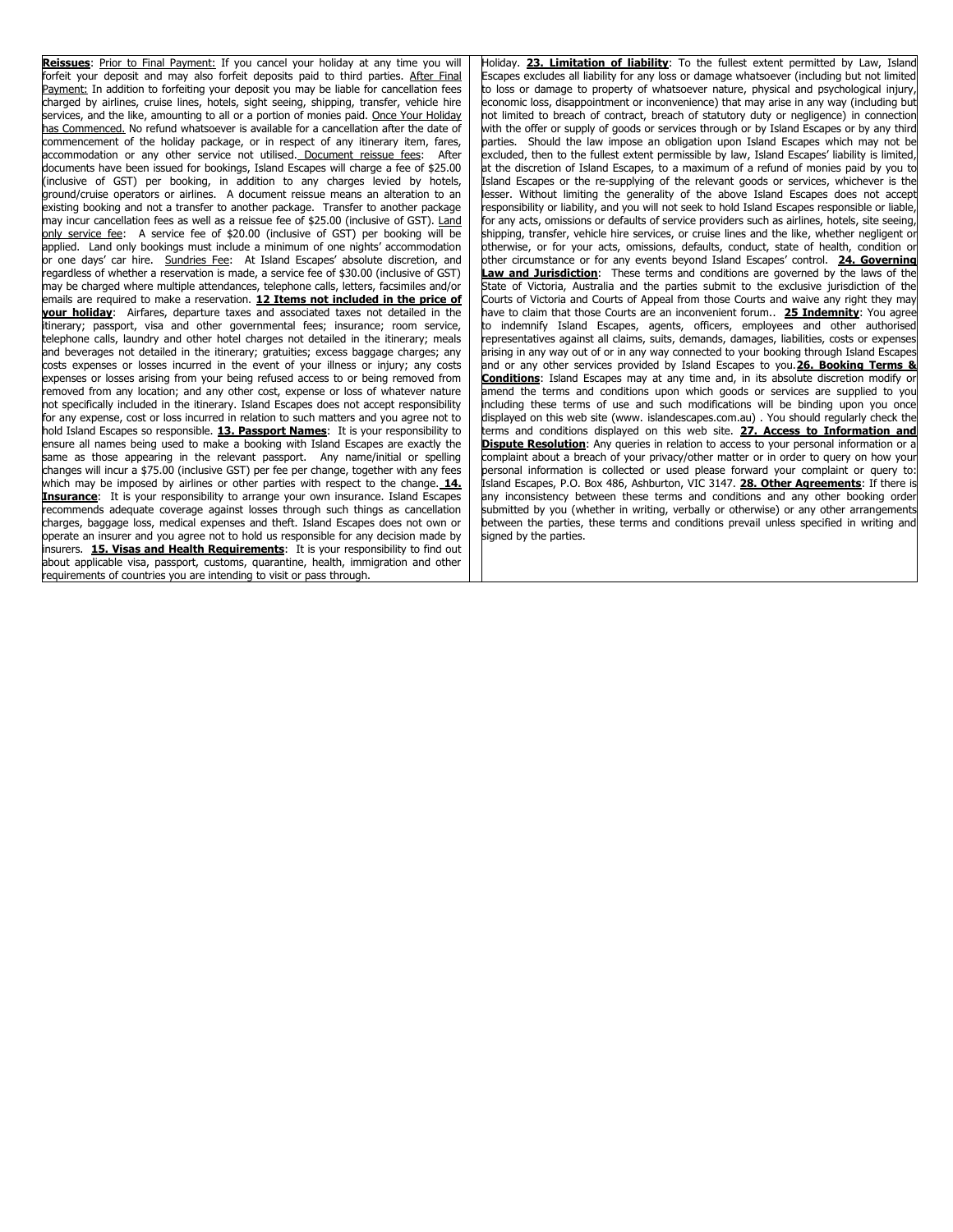**Reissues**: Prior to Final Payment: If you cancel your holiday at any time you will forfeit your deposit and may also forfeit deposits paid to third parties. After Final Payment: In addition to forfeiting your deposit you may be liable for cancellation fees charged by airlines, cruise lines, hotels, sight seeing, shipping, transfer, vehicle hire services, and the like, amounting to all or a portion of monies paid. Once Your Holiday has Commenced. No refund whatsoever is available for a cancellation after the date of commencement of the holiday package, or in respect of any itinerary item, fares, accommodation or any other service not utilised. Document reissue fees: After documents have been issued for bookings, Island Escapes will charge a fee of $25.00 (inclusive of GST) per booking, in addition to any charges levied by hotels, ground/cruise operators or airlines. A document reissue means an alteration to an existing booking and not a transfer to another package. Transfer to another package may incur cancellation fees as well as a reissue fee of $25.00 (inclusive of GST). Land only service fee: A service fee of $20.00 (inclusive of GST) per booking will be applied. Land only bookings must include a minimum of one nights' accommodation or one days' car hire. Sundries Fee: At Island Escapes' absolute discretion, and regardless of whether a reservation is made, a service fee of $30.00 (inclusive of GST) may be charged where multiple attendances, telephone calls, letters, facsimiles and/or emails are required to make a reservation. **12 Items not included in the price of your holiday**: Airfares, departure taxes and associated taxes not detailed in the itinerary; passport, visa and other governmental fees; insurance; room service, telephone calls, laundry and other hotel charges not detailed in the itinerary; meals and beverages not detailed in the itinerary; gratuities; excess baggage charges; any costs expenses or losses incurred in the event of your illness or injury; any costs expenses or losses arising from your being refused access to or being removed from removed from any location; and any other cost, expense or loss of whatever nature not specifically included in the itinerary. Island Escapes does not accept responsibility for any expense, cost or loss incurred in relation to such matters and you agree not to hold Island Escapes so responsible. **13. Passport Names**: It is your responsibility to ensure all names being used to make a booking with Island Escapes are exactly the same as those appearing in the relevant passport. Any name/initial or spelling changes will incur a $75.00 (inclusive GST) per fee per change, together with any fees which may be imposed by airlines or other parties with respect to the change. **14. Insurance**: It is your responsibility to arrange your own insurance. Island Escapes recommends adequate coverage against losses through such things as cancellation charges, baggage loss, medical expenses and theft. Island Escapes does not own or operate an insurer and you agree not to hold us responsible for any decision made by insurers. **15. Visas and Health Requirements**: It is your responsibility to find out about applicable visa, passport, customs, quarantine, health, immigration and other requirements of countries you are intending to visit or pass through.

Holiday. **23. Limitation of liability**: To the fullest extent permitted by Law, Island Escapes excludes all liability for any loss or damage whatsoever (including but not limited to loss or damage to property of whatsoever nature, physical and psychological injury, economic loss, disappointment or inconvenience) that may arise in any way (including but not limited to breach of contract, breach of statutory duty or negligence) in connection with the offer or supply of goods or services through or by Island Escapes or by any third parties. Should the law impose an obligation upon Island Escapes which may not be excluded, then to the fullest extent permissible by law, Island Escapes' liability is limited, at the discretion of Island Escapes, to a maximum of a refund of monies paid by you to Island Escapes or the re-supplying of the relevant goods or services, whichever is the lesser. Without limiting the generality of the above Island Escapes does not accept responsibility or liability, and you will not seek to hold Island Escapes responsible or liable, for any acts, omissions or defaults of service providers such as airlines, hotels, site seeing, shipping, transfer, vehicle hire services, or cruise lines and the like, whether negligent or otherwise, or for your acts, omissions, defaults, conduct, state of health, condition or other circumstance or for any events beyond Island Escapes' control. **24. Governing Law and Jurisdiction**: These terms and conditions are governed by the laws of the State of Victoria, Australia and the parties submit to the exclusive jurisdiction of the Courts of Victoria and Courts of Appeal from those Courts and waive any right they may have to claim that those Courts are an inconvenient forum.. **25 Indemnity**: You agree to indemnify Island Escapes, agents, officers, employees and other authorised representatives against all claims, suits, demands, damages, liabilities, costs or expenses arising in any way out of or in any way connected to your booking through Island Escapes and or any other services provided by Island Escapes to you. **26. Booking Terms & Conditions**: Island Escapes may at any time and, in its absolute discretion modify or amend the terms and conditions upon which goods or services are supplied to you including these terms of use and such modifications will be binding upon you once displayed on this web site (www. islandescapes.com.au) . You should regularly check the terms and conditions displayed on this web site. **27. Access to Information and Dispute Resolution**: Any queries in relation to access to your personal information or a complaint about a breach of your privacy/other matter or in order to query on how your personal information is collected or used please forward your complaint or query to: Island Escapes, P.O. Box 486, Ashburton, VIC 3147. **28. Other Agreements**: If there is any inconsistency between these terms and conditions and any other booking order submitted by you (whether in writing, verbally or otherwise) or any other arrangements between the parties, these terms and conditions prevail unless specified in writing and signed by the parties.